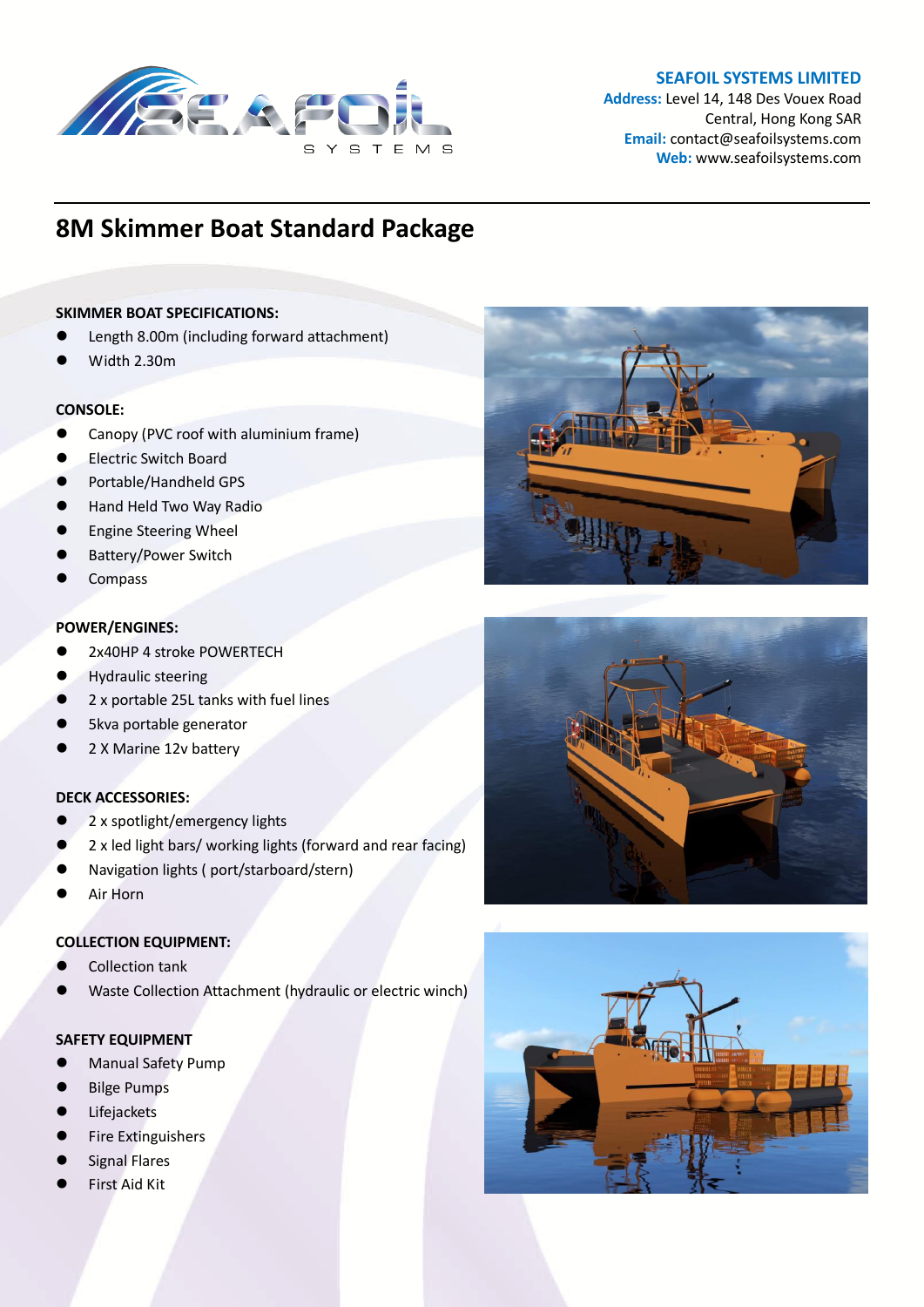**SEAFOIL SYSTEMS LIMITED**
**Address:** Level 14, 148 Des Voeux Road
Central, Hong Kong SAR
**Email:** contact@seafoilsystems.com
**Web:** www.seafoilsystems.com

# 8M Skimmer Boat Standard Package

**SKIMMER BOAT SPECIFICATIONS:**

- Length 8.00m (including forward attachment)
- Width 2.30m

**CONSOLE:**

- Canopy (PVC roof with aluminium frame)
- Electric Switch Board
- Portable/Handheld GPS
- Hand Held Two Way Radio
- Engine Steering Wheel
- Battery/Power Switch
- Compass

**POWER/ENGINES:**

- 2x40HP 4 stroke POWERTECH
- Hydraulic steering
- 2 x portable 25L tanks with fuel lines
- 5kva portable generator
- 2 X Marine 12v battery

**DECK ACCESSORIES:**

- 2 x spotlight/emergency lights
- 2 x led light bars/ working lights (forward and rear facing)
- Navigation lights ( port/starboard/stern)
- Air Horn

**COLLECTION EQUIPMENT:**

- Collection tank
- Waste Collection Attachment (hydraulic or electric winch)

**SAFETY EQUIPMENT**

- Manual Safety Pump
- Bilge Pumps
- Lifejackets
- Fire Extinguishers
- Signal Flares
- First Aid Kit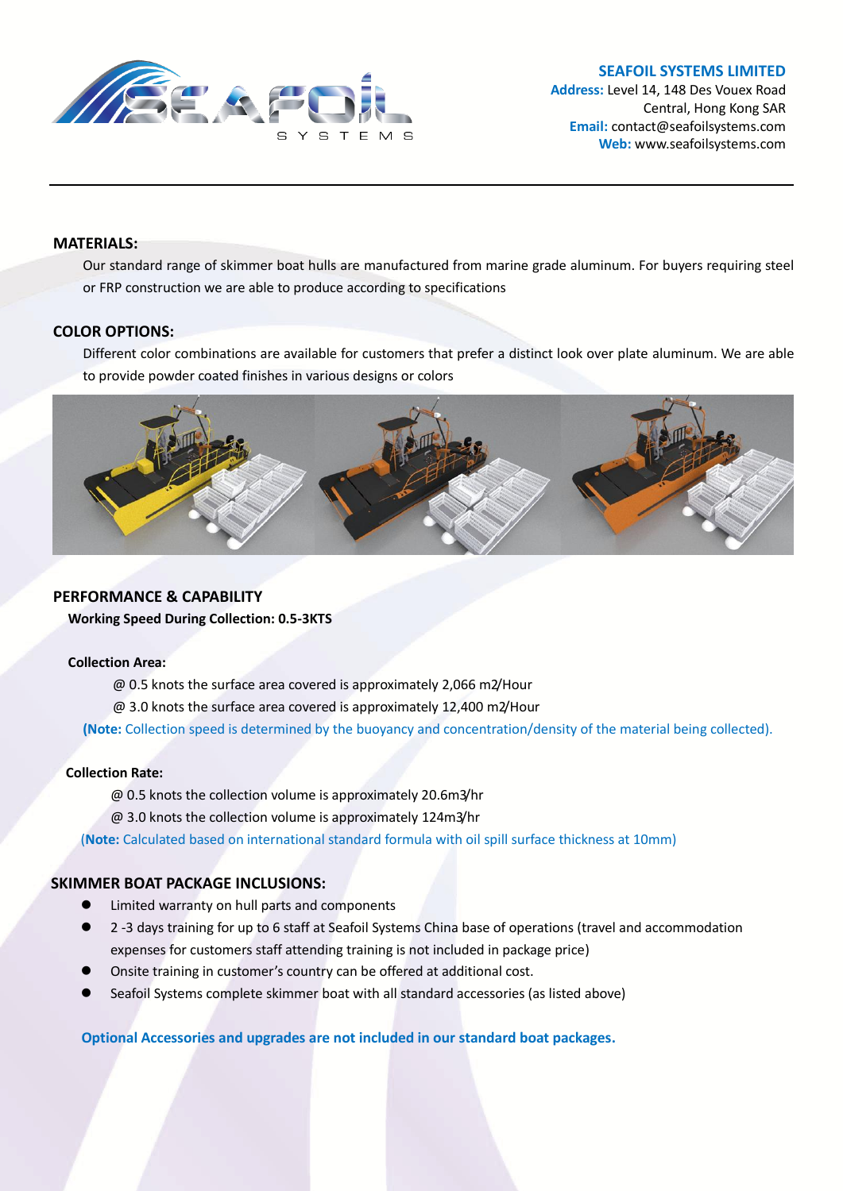**SEAFOIL SYSTEMS LIMITED**
**Address:** Level 14, 148 Des Vouex Road
Central, Hong Kong SAR
**Email:** contact@seafoilsystems.com
**Web:** www.seafoilsystems.com

## MATERIALS:

Our standard range of skimmer boat hulls are manufactured from marine grade aluminum. For buyers requiring steel or FRP construction we are able to produce according to specifications

## COLOR OPTIONS:

Different color combinations are available for customers that prefer a distinct look over plate aluminum. We are able to provide powder coated finishes in various designs or colors

## PERFORMANCE & CAPABILITY

**Working Speed During Collection: 0.5-3KTS**

**Collection Area:**

@ 0.5 knots the surface area covered is approximately 2,066 m2/Hour

@ 3.0 knots the surface area covered is approximately 12,400 m2/Hour

(**Note:** Collection speed is determined by the buoyancy and concentration/density of the material being collected).

**Collection Rate:**

@ 0.5 knots the collection volume is approximately 20.6m3/hr

@ 3.0 knots the collection volume is approximately 124m3/hr

(**Note:** Calculated based on international standard formula with oil spill surface thickness at 10mm)

## SKIMMER BOAT PACKAGE INCLUSIONS:

- Limited warranty on hull parts and components
- 2 -3 days training for up to 6 staff at Seafoil Systems China base of operations (travel and accommodation expenses for customers staff attending training is not included in package price)
- Onsite training in customer's country can be offered at additional cost.
- Seafoil Systems complete skimmer boat with all standard accessories (as listed above)

**Optional Accessories and upgrades are not included in our standard boat packages.**